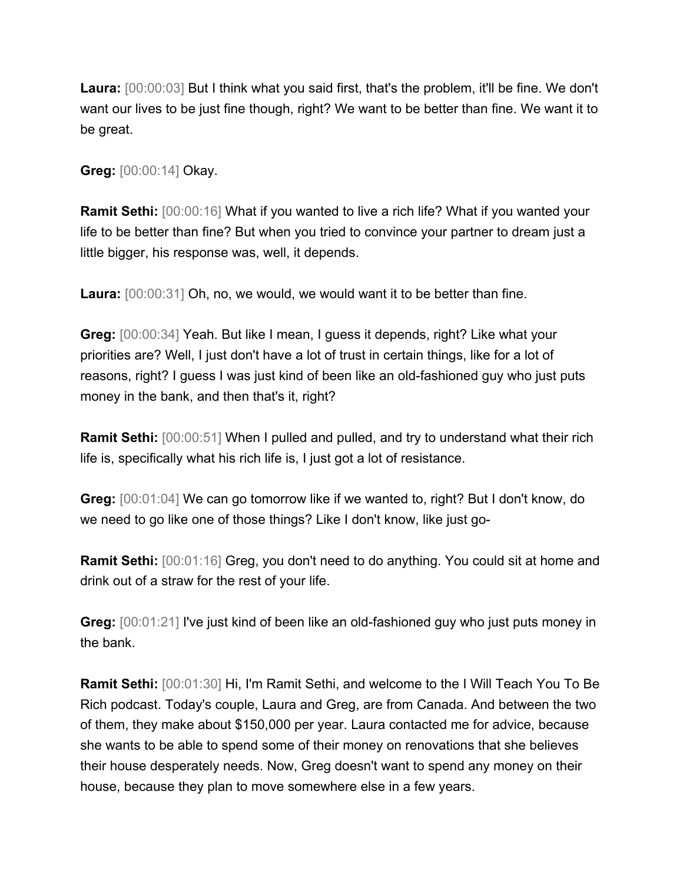**Laura:** [00:00:03] But I think what you said first, that's the problem, it'll be fine. We don't want our lives to be just fine though, right? We want to be better than fine. We want it to be great.

**Greg:** [00:00:14] Okay.

**Ramit Sethi:** [00:00:16] What if you wanted to live a rich life? What if you wanted your life to be better than fine? But when you tried to convince your partner to dream just a little bigger, his response was, well, it depends.

**Laura:** [00:00:31] Oh, no, we would, we would want it to be better than fine.

**Greg:** [00:00:34] Yeah. But like I mean, I guess it depends, right? Like what your priorities are? Well, I just don't have a lot of trust in certain things, like for a lot of reasons, right? I guess I was just kind of been like an old-fashioned guy who just puts money in the bank, and then that's it, right?

**Ramit Sethi:** [00:00:51] When I pulled and pulled, and try to understand what their rich life is, specifically what his rich life is, I just got a lot of resistance.

**Greg:** [00:01:04] We can go tomorrow like if we wanted to, right? But I don't know, do we need to go like one of those things? Like I don't know, like just go-

**Ramit Sethi:** [00:01:16] Greg, you don't need to do anything. You could sit at home and drink out of a straw for the rest of your life.

**Greg:** [00:01:21] I've just kind of been like an old-fashioned guy who just puts money in the bank.

**Ramit Sethi:** [00:01:30] Hi, I'm Ramit Sethi, and welcome to the I Will Teach You To Be Rich podcast. Today's couple, Laura and Greg, are from Canada. And between the two of them, they make about $150,000 per year. Laura contacted me for advice, because she wants to be able to spend some of their money on renovations that she believes their house desperately needs. Now, Greg doesn't want to spend any money on their house, because they plan to move somewhere else in a few years.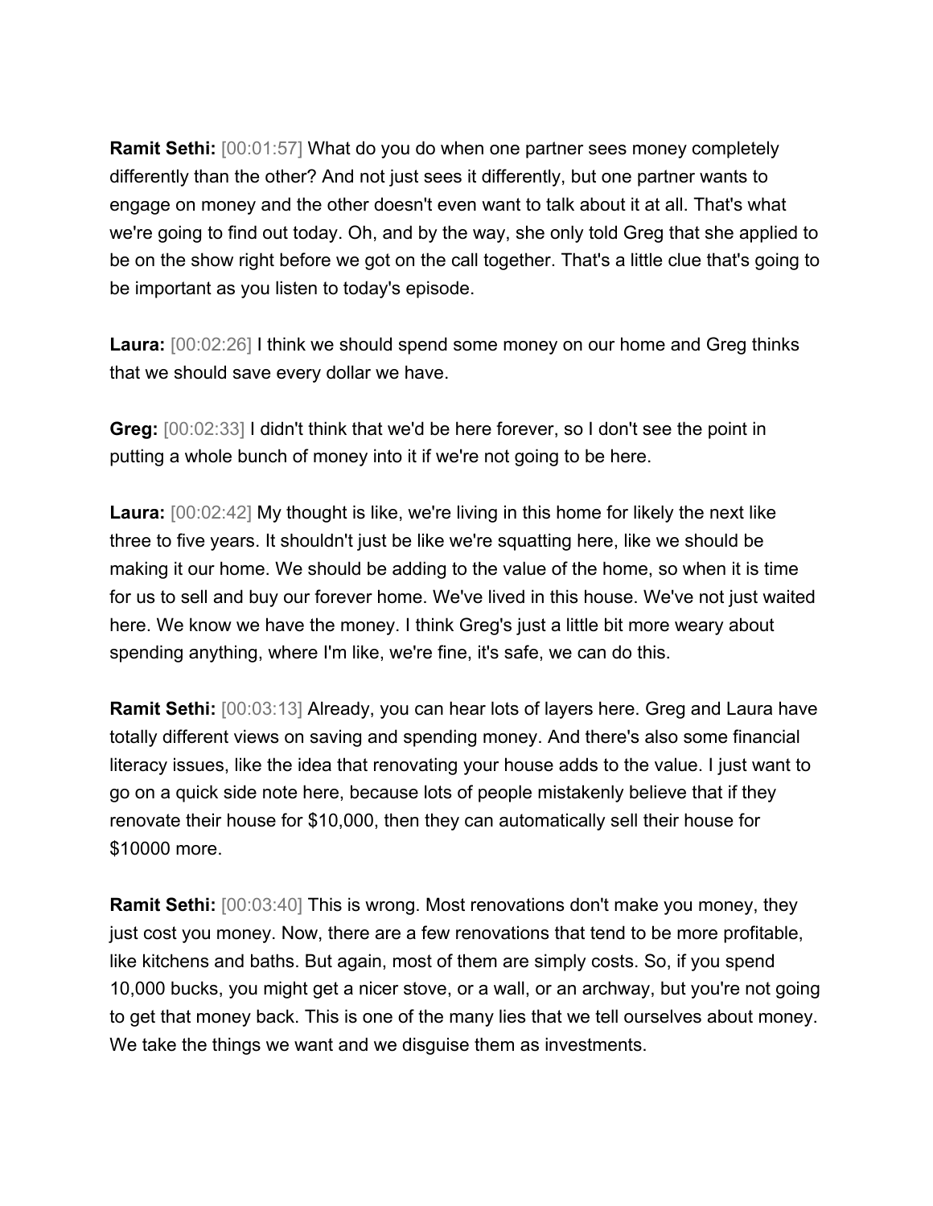**Ramit Sethi:** [00:01:57] What do you do when one partner sees money completely differently than the other? And not just sees it differently, but one partner wants to engage on money and the other doesn't even want to talk about it at all. That's what we're going to find out today. Oh, and by the way, she only told Greg that she applied to be on the show right before we got on the call together. That's a little clue that's going to be important as you listen to today's episode.

**Laura:** [00:02:26] I think we should spend some money on our home and Greg thinks that we should save every dollar we have.

**Greg:** [00:02:33] I didn't think that we'd be here forever, so I don't see the point in putting a whole bunch of money into it if we're not going to be here.

**Laura:** [00:02:42] My thought is like, we're living in this home for likely the next like three to five years. It shouldn't just be like we're squatting here, like we should be making it our home. We should be adding to the value of the home, so when it is time for us to sell and buy our forever home. We've lived in this house. We've not just waited here. We know we have the money. I think Greg's just a little bit more weary about spending anything, where I'm like, we're fine, it's safe, we can do this.

**Ramit Sethi:** [00:03:13] Already, you can hear lots of layers here. Greg and Laura have totally different views on saving and spending money. And there's also some financial literacy issues, like the idea that renovating your house adds to the value. I just want to go on a quick side note here, because lots of people mistakenly believe that if they renovate their house for $10,000, then they can automatically sell their house for $10000 more.

**Ramit Sethi:** [00:03:40] This is wrong. Most renovations don't make you money, they just cost you money. Now, there are a few renovations that tend to be more profitable, like kitchens and baths. But again, most of them are simply costs. So, if you spend 10,000 bucks, you might get a nicer stove, or a wall, or an archway, but you're not going to get that money back. This is one of the many lies that we tell ourselves about money. We take the things we want and we disguise them as investments.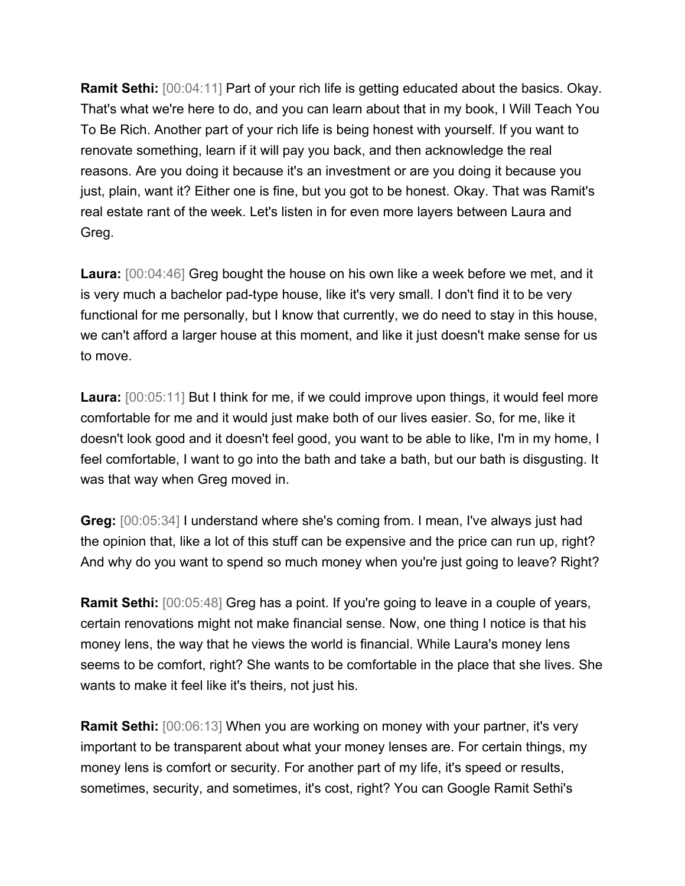**Ramit Sethi:** [00:04:11] Part of your rich life is getting educated about the basics. Okay. That's what we're here to do, and you can learn about that in my book, I Will Teach You To Be Rich. Another part of your rich life is being honest with yourself. If you want to renovate something, learn if it will pay you back, and then acknowledge the real reasons. Are you doing it because it's an investment or are you doing it because you just, plain, want it? Either one is fine, but you got to be honest. Okay. That was Ramit's real estate rant of the week. Let's listen in for even more layers between Laura and Greg.

**Laura:** [00:04:46] Greg bought the house on his own like a week before we met, and it is very much a bachelor pad-type house, like it's very small. I don't find it to be very functional for me personally, but I know that currently, we do need to stay in this house, we can't afford a larger house at this moment, and like it just doesn't make sense for us to move.

**Laura:** [00:05:11] But I think for me, if we could improve upon things, it would feel more comfortable for me and it would just make both of our lives easier. So, for me, like it doesn't look good and it doesn't feel good, you want to be able to like, I'm in my home, I feel comfortable, I want to go into the bath and take a bath, but our bath is disgusting. It was that way when Greg moved in.

**Greg:** [00:05:34] I understand where she's coming from. I mean, I've always just had the opinion that, like a lot of this stuff can be expensive and the price can run up, right? And why do you want to spend so much money when you're just going to leave? Right?

**Ramit Sethi:** [00:05:48] Greg has a point. If you're going to leave in a couple of years, certain renovations might not make financial sense. Now, one thing I notice is that his money lens, the way that he views the world is financial. While Laura's money lens seems to be comfort, right? She wants to be comfortable in the place that she lives. She wants to make it feel like it's theirs, not just his.

**Ramit Sethi:** [00:06:13] When you are working on money with your partner, it's very important to be transparent about what your money lenses are. For certain things, my money lens is comfort or security. For another part of my life, it's speed or results, sometimes, security, and sometimes, it's cost, right? You can Google Ramit Sethi's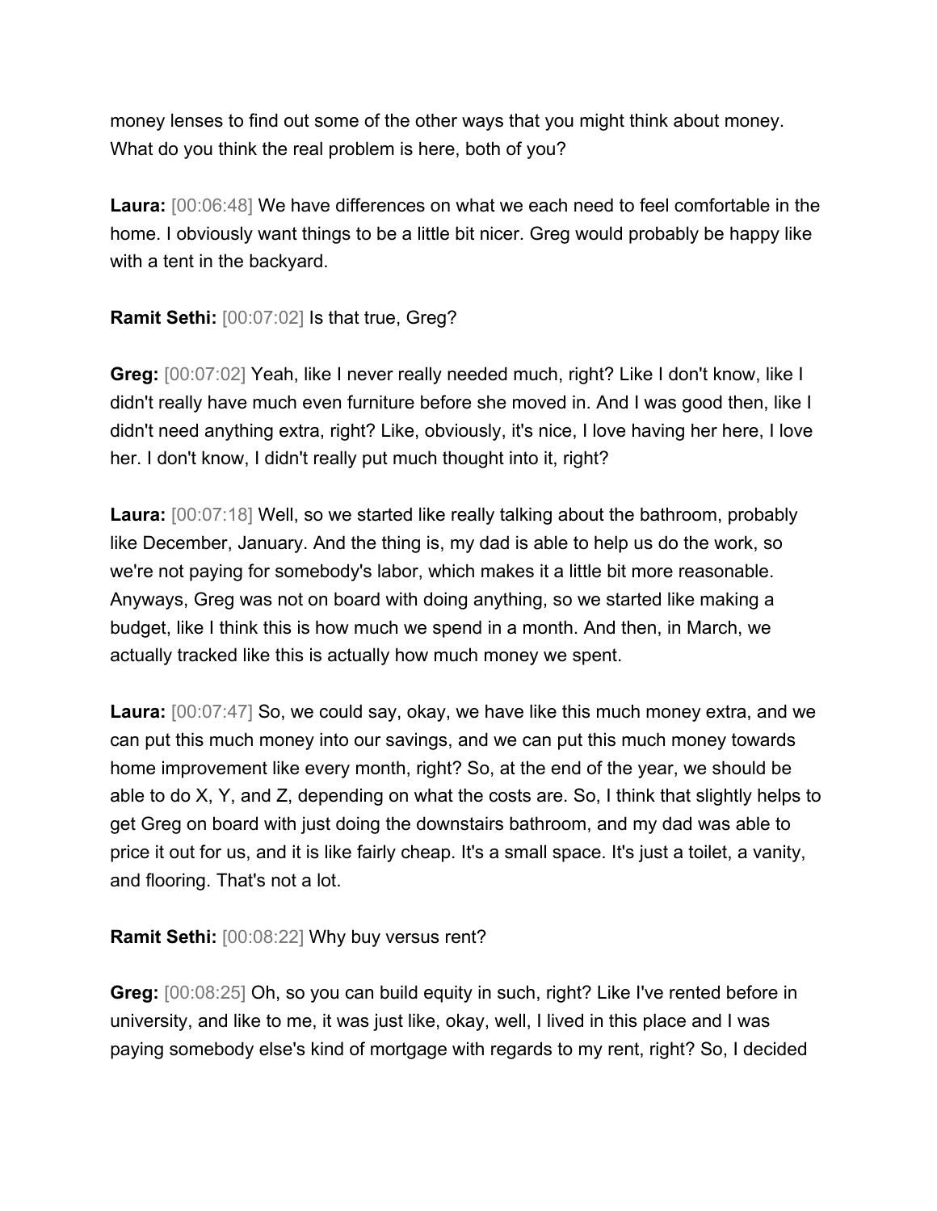money lenses to find out some of the other ways that you might think about money. What do you think the real problem is here, both of you?

**Laura:** [00:06:48] We have differences on what we each need to feel comfortable in the home. I obviously want things to be a little bit nicer. Greg would probably be happy like with a tent in the backyard.

**Ramit Sethi:** [00:07:02] Is that true, Greg?

**Greg:** [00:07:02] Yeah, like I never really needed much, right? Like I don't know, like I didn't really have much even furniture before she moved in. And I was good then, like I didn't need anything extra, right? Like, obviously, it's nice, I love having her here, I love her. I don't know, I didn't really put much thought into it, right?

**Laura:** [00:07:18] Well, so we started like really talking about the bathroom, probably like December, January. And the thing is, my dad is able to help us do the work, so we're not paying for somebody's labor, which makes it a little bit more reasonable. Anyways, Greg was not on board with doing anything, so we started like making a budget, like I think this is how much we spend in a month. And then, in March, we actually tracked like this is actually how much money we spent.

**Laura:** [00:07:47] So, we could say, okay, we have like this much money extra, and we can put this much money into our savings, and we can put this much money towards home improvement like every month, right? So, at the end of the year, we should be able to do X, Y, and Z, depending on what the costs are. So, I think that slightly helps to get Greg on board with just doing the downstairs bathroom, and my dad was able to price it out for us, and it is like fairly cheap. It's a small space. It's just a toilet, a vanity, and flooring. That's not a lot.

**Ramit Sethi:** [00:08:22] Why buy versus rent?

**Greg:** [00:08:25] Oh, so you can build equity in such, right? Like I've rented before in university, and like to me, it was just like, okay, well, I lived in this place and I was paying somebody else's kind of mortgage with regards to my rent, right? So, I decided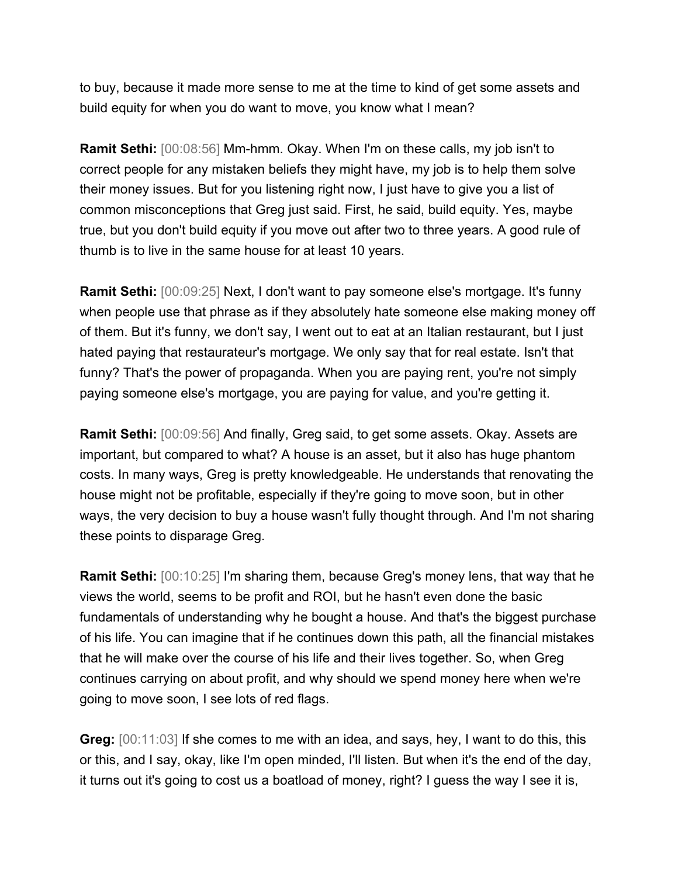to buy, because it made more sense to me at the time to kind of get some assets and build equity for when you do want to move, you know what I mean?

**Ramit Sethi:** [00:08:56] Mm-hmm. Okay. When I'm on these calls, my job isn't to correct people for any mistaken beliefs they might have, my job is to help them solve their money issues. But for you listening right now, I just have to give you a list of common misconceptions that Greg just said. First, he said, build equity. Yes, maybe true, but you don't build equity if you move out after two to three years. A good rule of thumb is to live in the same house for at least 10 years.

**Ramit Sethi:** [00:09:25] Next, I don't want to pay someone else's mortgage. It's funny when people use that phrase as if they absolutely hate someone else making money off of them. But it's funny, we don't say, I went out to eat at an Italian restaurant, but I just hated paying that restaurateur's mortgage. We only say that for real estate. Isn't that funny? That's the power of propaganda. When you are paying rent, you're not simply paying someone else's mortgage, you are paying for value, and you're getting it.

**Ramit Sethi:** [00:09:56] And finally, Greg said, to get some assets. Okay. Assets are important, but compared to what? A house is an asset, but it also has huge phantom costs. In many ways, Greg is pretty knowledgeable. He understands that renovating the house might not be profitable, especially if they're going to move soon, but in other ways, the very decision to buy a house wasn't fully thought through. And I'm not sharing these points to disparage Greg.

**Ramit Sethi:** [00:10:25] I'm sharing them, because Greg's money lens, that way that he views the world, seems to be profit and ROI, but he hasn't even done the basic fundamentals of understanding why he bought a house. And that's the biggest purchase of his life. You can imagine that if he continues down this path, all the financial mistakes that he will make over the course of his life and their lives together. So, when Greg continues carrying on about profit, and why should we spend money here when we're going to move soon, I see lots of red flags.

**Greg:** [00:11:03] If she comes to me with an idea, and says, hey, I want to do this, this or this, and I say, okay, like I'm open minded, I'll listen. But when it's the end of the day, it turns out it's going to cost us a boatload of money, right? I guess the way I see it is,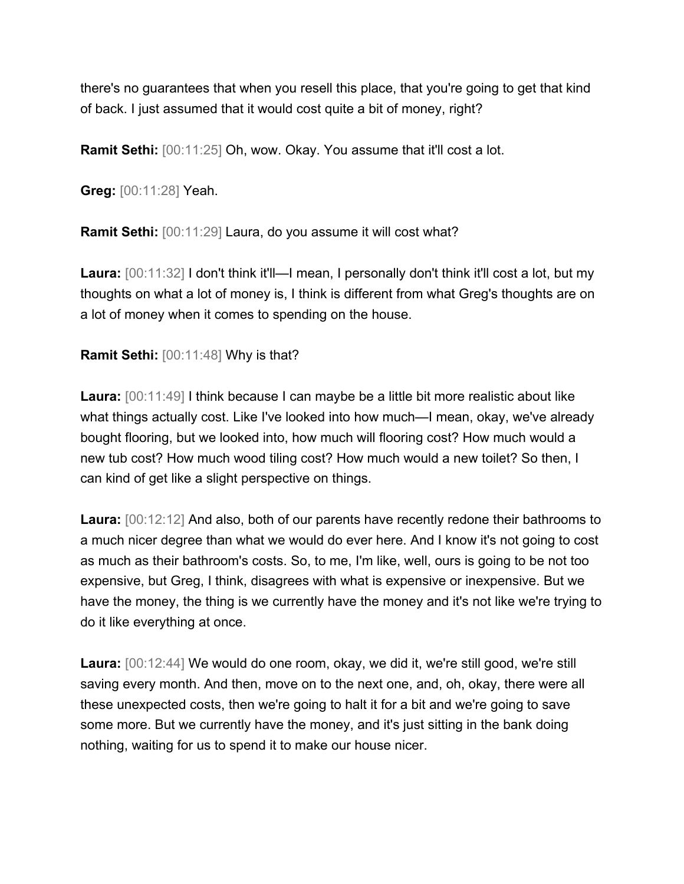there's no guarantees that when you resell this place, that you're going to get that kind of back. I just assumed that it would cost quite a bit of money, right?

**Ramit Sethi:** [00:11:25] Oh, wow. Okay. You assume that it'll cost a lot.

**Greg:** [00:11:28] Yeah.

**Ramit Sethi:** [00:11:29] Laura, do you assume it will cost what?

**Laura:** [00:11:32] I don't think it'll—I mean, I personally don't think it'll cost a lot, but my thoughts on what a lot of money is, I think is different from what Greg's thoughts are on a lot of money when it comes to spending on the house.

**Ramit Sethi:** [00:11:48] Why is that?

**Laura:** [00:11:49] I think because I can maybe be a little bit more realistic about like what things actually cost. Like I've looked into how much—I mean, okay, we've already bought flooring, but we looked into, how much will flooring cost? How much would a new tub cost? How much wood tiling cost? How much would a new toilet? So then, I can kind of get like a slight perspective on things.

**Laura:** [00:12:12] And also, both of our parents have recently redone their bathrooms to a much nicer degree than what we would do ever here. And I know it's not going to cost as much as their bathroom's costs. So, to me, I'm like, well, ours is going to be not too expensive, but Greg, I think, disagrees with what is expensive or inexpensive. But we have the money, the thing is we currently have the money and it's not like we're trying to do it like everything at once.

**Laura:** [00:12:44] We would do one room, okay, we did it, we're still good, we're still saving every month. And then, move on to the next one, and, oh, okay, there were all these unexpected costs, then we're going to halt it for a bit and we're going to save some more. But we currently have the money, and it's just sitting in the bank doing nothing, waiting for us to spend it to make our house nicer.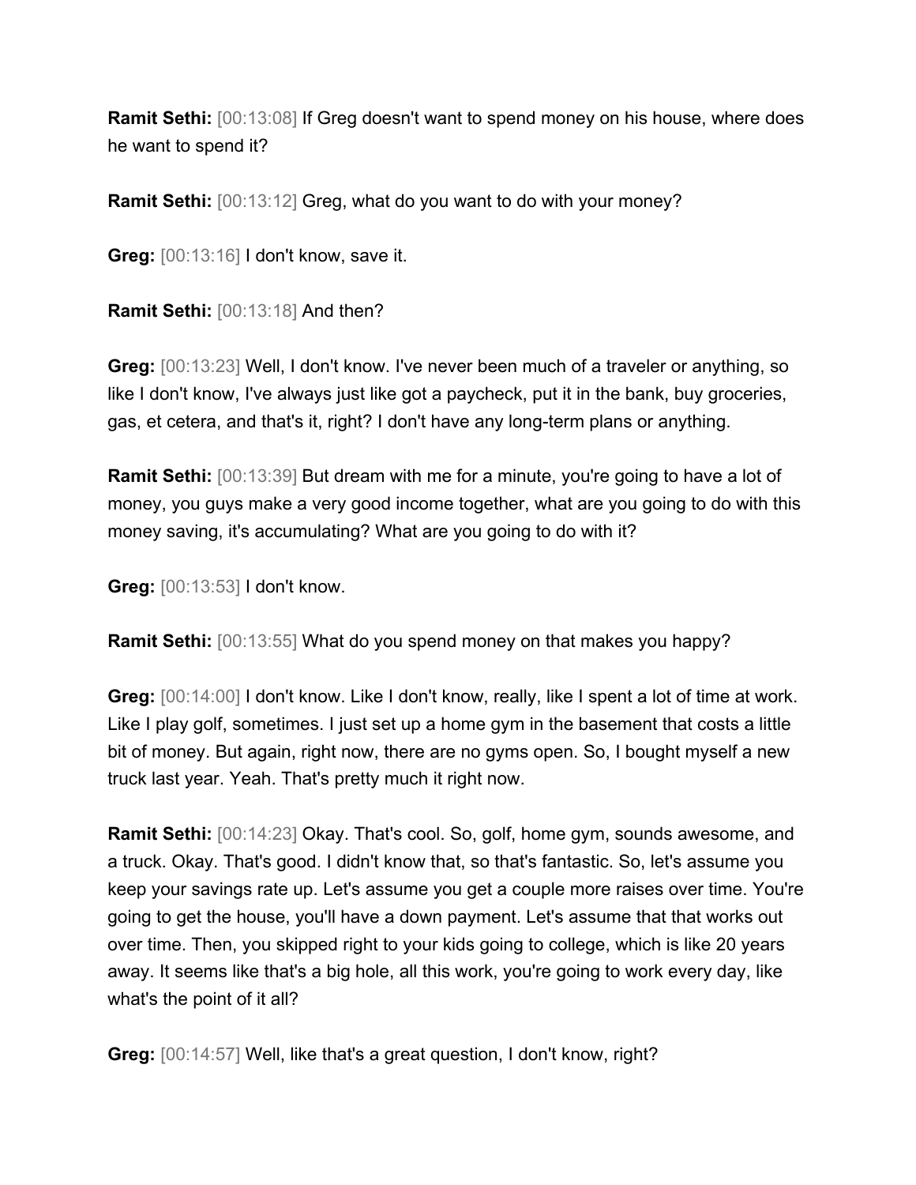**Ramit Sethi:** [00:13:08] If Greg doesn't want to spend money on his house, where does he want to spend it?

**Ramit Sethi:** [00:13:12] Greg, what do you want to do with your money?

**Greg:** [00:13:16] I don't know, save it.

**Ramit Sethi:** [00:13:18] And then?

**Greg:** [00:13:23] Well, I don't know. I've never been much of a traveler or anything, so like I don't know, I've always just like got a paycheck, put it in the bank, buy groceries, gas, et cetera, and that's it, right? I don't have any long-term plans or anything.

**Ramit Sethi:** [00:13:39] But dream with me for a minute, you're going to have a lot of money, you guys make a very good income together, what are you going to do with this money saving, it's accumulating? What are you going to do with it?

**Greg:** [00:13:53] I don't know.

**Ramit Sethi:** [00:13:55] What do you spend money on that makes you happy?

**Greg:** [00:14:00] I don't know. Like I don't know, really, like I spent a lot of time at work. Like I play golf, sometimes. I just set up a home gym in the basement that costs a little bit of money. But again, right now, there are no gyms open. So, I bought myself a new truck last year. Yeah. That's pretty much it right now.

**Ramit Sethi:** [00:14:23] Okay. That's cool. So, golf, home gym, sounds awesome, and a truck. Okay. That's good. I didn't know that, so that's fantastic. So, let's assume you keep your savings rate up. Let's assume you get a couple more raises over time. You're going to get the house, you'll have a down payment. Let's assume that that works out over time. Then, you skipped right to your kids going to college, which is like 20 years away. It seems like that's a big hole, all this work, you're going to work every day, like what's the point of it all?

**Greg:** [00:14:57] Well, like that's a great question, I don't know, right?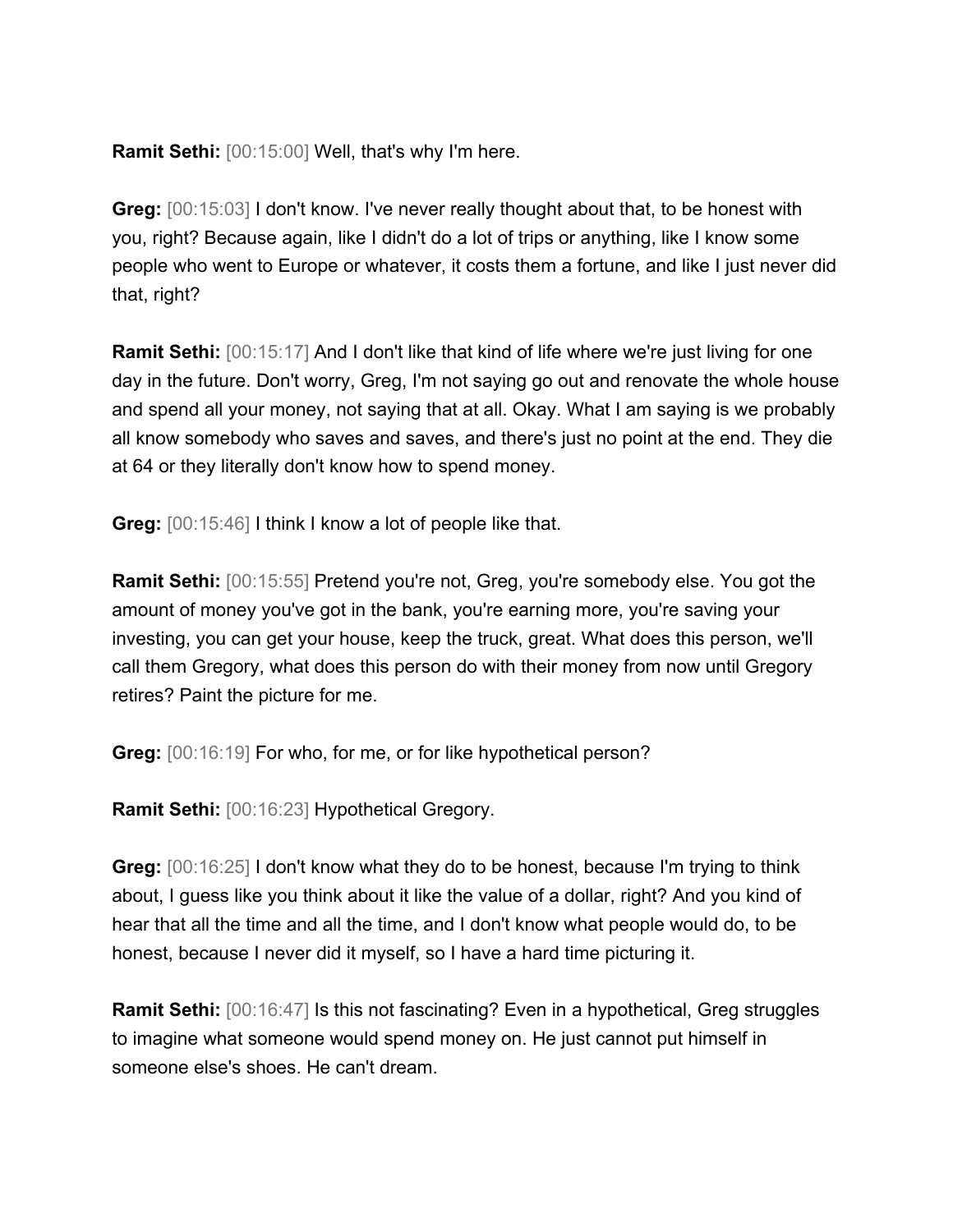**Ramit Sethi:** [00:15:00] Well, that's why I'm here.

**Greg:** [00:15:03] I don't know. I've never really thought about that, to be honest with you, right? Because again, like I didn't do a lot of trips or anything, like I know some people who went to Europe or whatever, it costs them a fortune, and like I just never did that, right?

**Ramit Sethi:** [00:15:17] And I don't like that kind of life where we're just living for one day in the future. Don't worry, Greg, I'm not saying go out and renovate the whole house and spend all your money, not saying that at all. Okay. What I am saying is we probably all know somebody who saves and saves, and there's just no point at the end. They die at 64 or they literally don't know how to spend money.

**Greg:** [00:15:46] I think I know a lot of people like that.

**Ramit Sethi:** [00:15:55] Pretend you're not, Greg, you're somebody else. You got the amount of money you've got in the bank, you're earning more, you're saving your investing, you can get your house, keep the truck, great. What does this person, we'll call them Gregory, what does this person do with their money from now until Gregory retires? Paint the picture for me.

**Greg:** [00:16:19] For who, for me, or for like hypothetical person?

**Ramit Sethi:** [00:16:23] Hypothetical Gregory.

**Greg:** [00:16:25] I don't know what they do to be honest, because I'm trying to think about, I guess like you think about it like the value of a dollar, right? And you kind of hear that all the time and all the time, and I don't know what people would do, to be honest, because I never did it myself, so I have a hard time picturing it.

**Ramit Sethi:** [00:16:47] Is this not fascinating? Even in a hypothetical, Greg struggles to imagine what someone would spend money on. He just cannot put himself in someone else's shoes. He can't dream.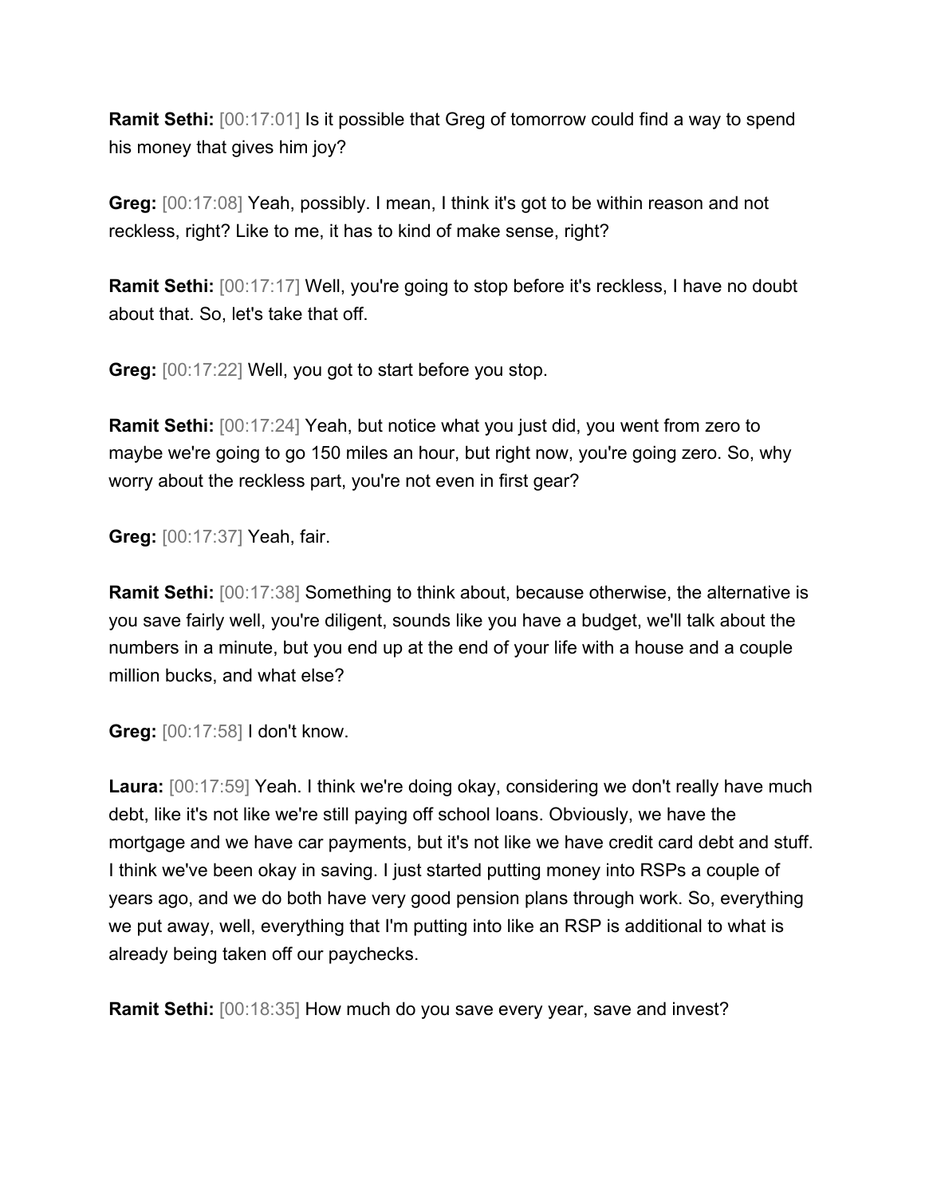**Ramit Sethi:** [00:17:01] Is it possible that Greg of tomorrow could find a way to spend his money that gives him joy?

**Greg:** [00:17:08] Yeah, possibly. I mean, I think it's got to be within reason and not reckless, right? Like to me, it has to kind of make sense, right?

**Ramit Sethi:** [00:17:17] Well, you're going to stop before it's reckless, I have no doubt about that. So, let's take that off.

**Greg:** [00:17:22] Well, you got to start before you stop.

**Ramit Sethi:** [00:17:24] Yeah, but notice what you just did, you went from zero to maybe we're going to go 150 miles an hour, but right now, you're going zero. So, why worry about the reckless part, you're not even in first gear?

**Greg:** [00:17:37] Yeah, fair.

**Ramit Sethi:** [00:17:38] Something to think about, because otherwise, the alternative is you save fairly well, you're diligent, sounds like you have a budget, we'll talk about the numbers in a minute, but you end up at the end of your life with a house and a couple million bucks, and what else?

**Greg:** [00:17:58] I don't know.

**Laura:** [00:17:59] Yeah. I think we're doing okay, considering we don't really have much debt, like it's not like we're still paying off school loans. Obviously, we have the mortgage and we have car payments, but it's not like we have credit card debt and stuff. I think we've been okay in saving. I just started putting money into RSPs a couple of years ago, and we do both have very good pension plans through work. So, everything we put away, well, everything that I'm putting into like an RSP is additional to what is already being taken off our paychecks.

**Ramit Sethi:** [00:18:35] How much do you save every year, save and invest?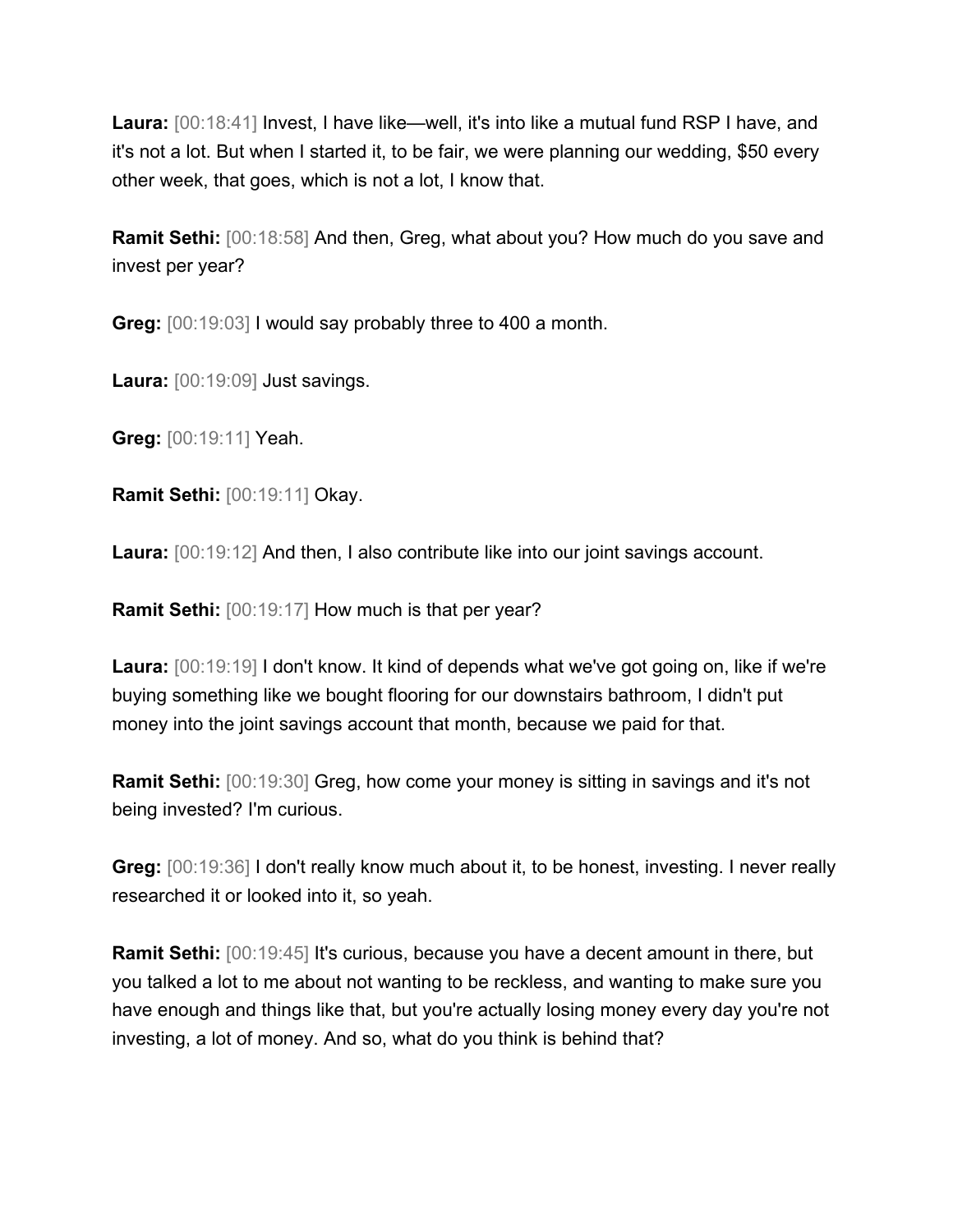**Laura:** [00:18:41] Invest, I have like—well, it's into like a mutual fund RSP I have, and it's not a lot. But when I started it, to be fair, we were planning our wedding, $50 every other week, that goes, which is not a lot, I know that.

**Ramit Sethi:** [00:18:58] And then, Greg, what about you? How much do you save and invest per year?

**Greg:** [00:19:03] I would say probably three to 400 a month.

**Laura:** [00:19:09] Just savings.

**Greg:** [00:19:11] Yeah.

**Ramit Sethi:** [00:19:11] Okay.

**Laura:** [00:19:12] And then, I also contribute like into our joint savings account.

**Ramit Sethi:** [00:19:17] How much is that per year?

**Laura:** [00:19:19] I don't know. It kind of depends what we've got going on, like if we're buying something like we bought flooring for our downstairs bathroom, I didn't put money into the joint savings account that month, because we paid for that.

**Ramit Sethi:** [00:19:30] Greg, how come your money is sitting in savings and it's not being invested? I'm curious.

**Greg:** [00:19:36] I don't really know much about it, to be honest, investing. I never really researched it or looked into it, so yeah.

**Ramit Sethi:** [00:19:45] It's curious, because you have a decent amount in there, but you talked a lot to me about not wanting to be reckless, and wanting to make sure you have enough and things like that, but you're actually losing money every day you're not investing, a lot of money. And so, what do you think is behind that?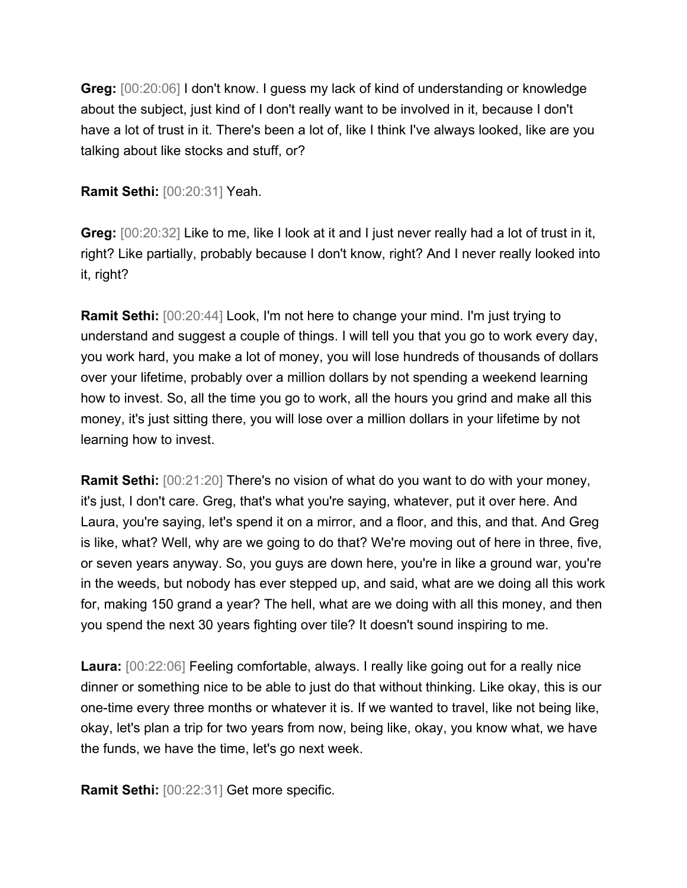**Greg:** [00:20:06] I don't know. I guess my lack of kind of understanding or knowledge about the subject, just kind of I don't really want to be involved in it, because I don't have a lot of trust in it. There's been a lot of, like I think I've always looked, like are you talking about like stocks and stuff, or?

**Ramit Sethi:** [00:20:31] Yeah.

**Greg:** [00:20:32] Like to me, like I look at it and I just never really had a lot of trust in it, right? Like partially, probably because I don't know, right? And I never really looked into it, right?

**Ramit Sethi:** [00:20:44] Look, I'm not here to change your mind. I'm just trying to understand and suggest a couple of things. I will tell you that you go to work every day, you work hard, you make a lot of money, you will lose hundreds of thousands of dollars over your lifetime, probably over a million dollars by not spending a weekend learning how to invest. So, all the time you go to work, all the hours you grind and make all this money, it's just sitting there, you will lose over a million dollars in your lifetime by not learning how to invest.

**Ramit Sethi:** [00:21:20] There's no vision of what do you want to do with your money, it's just, I don't care. Greg, that's what you're saying, whatever, put it over here. And Laura, you're saying, let's spend it on a mirror, and a floor, and this, and that. And Greg is like, what? Well, why are we going to do that? We're moving out of here in three, five, or seven years anyway. So, you guys are down here, you're in like a ground war, you're in the weeds, but nobody has ever stepped up, and said, what are we doing all this work for, making 150 grand a year? The hell, what are we doing with all this money, and then you spend the next 30 years fighting over tile? It doesn't sound inspiring to me.

**Laura:** [00:22:06] Feeling comfortable, always. I really like going out for a really nice dinner or something nice to be able to just do that without thinking. Like okay, this is our one-time every three months or whatever it is. If we wanted to travel, like not being like, okay, let's plan a trip for two years from now, being like, okay, you know what, we have the funds, we have the time, let's go next week.

**Ramit Sethi:** [00:22:31] Get more specific.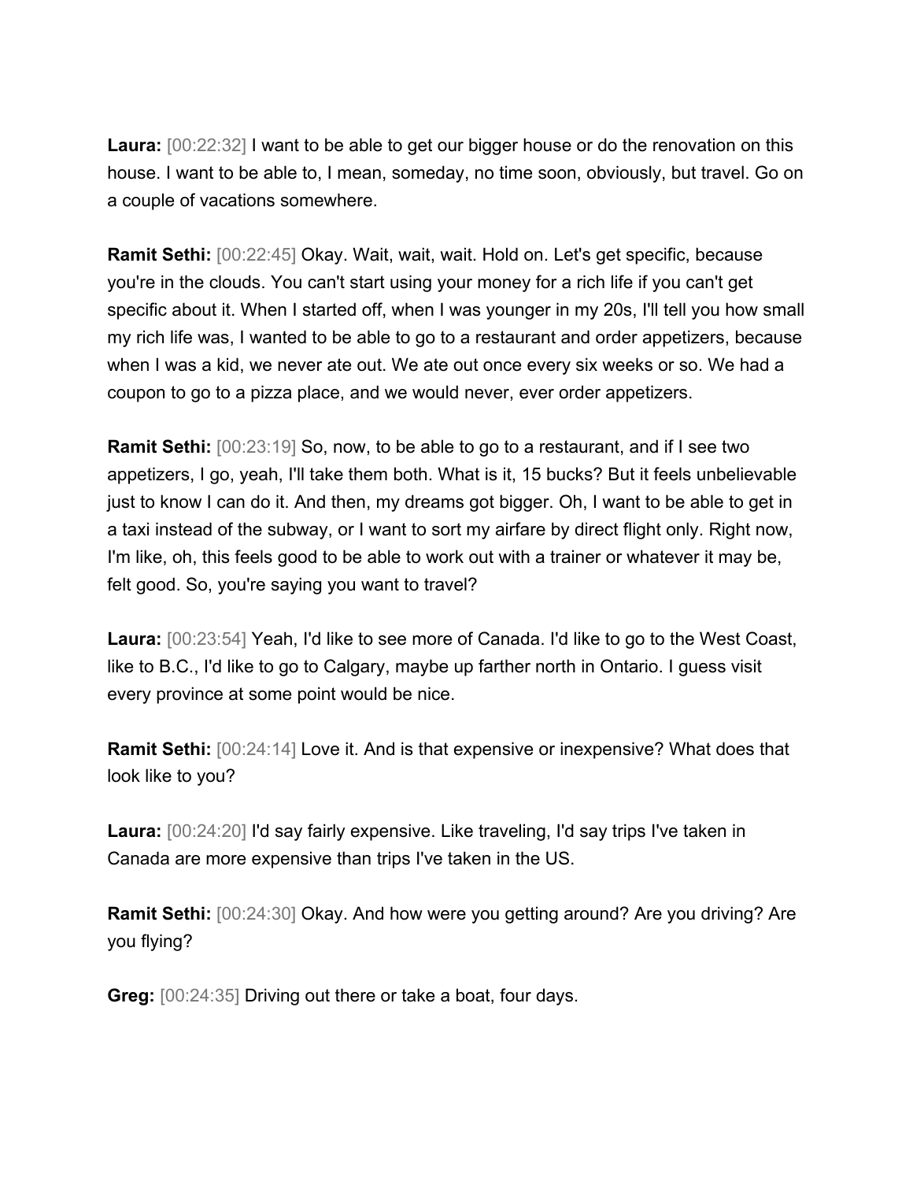**Laura:** [00:22:32] I want to be able to get our bigger house or do the renovation on this house. I want to be able to, I mean, someday, no time soon, obviously, but travel. Go on a couple of vacations somewhere.

**Ramit Sethi:** [00:22:45] Okay. Wait, wait, wait. Hold on. Let's get specific, because you're in the clouds. You can't start using your money for a rich life if you can't get specific about it. When I started off, when I was younger in my 20s, I'll tell you how small my rich life was, I wanted to be able to go to a restaurant and order appetizers, because when I was a kid, we never ate out. We ate out once every six weeks or so. We had a coupon to go to a pizza place, and we would never, ever order appetizers.

**Ramit Sethi:** [00:23:19] So, now, to be able to go to a restaurant, and if I see two appetizers, I go, yeah, I'll take them both. What is it, 15 bucks? But it feels unbelievable just to know I can do it. And then, my dreams got bigger. Oh, I want to be able to get in a taxi instead of the subway, or I want to sort my airfare by direct flight only. Right now, I'm like, oh, this feels good to be able to work out with a trainer or whatever it may be, felt good. So, you're saying you want to travel?

**Laura:** [00:23:54] Yeah, I'd like to see more of Canada. I'd like to go to the West Coast, like to B.C., I'd like to go to Calgary, maybe up farther north in Ontario. I guess visit every province at some point would be nice.

**Ramit Sethi:** [00:24:14] Love it. And is that expensive or inexpensive? What does that look like to you?

**Laura:** [00:24:20] I'd say fairly expensive. Like traveling, I'd say trips I've taken in Canada are more expensive than trips I've taken in the US.

**Ramit Sethi:** [00:24:30] Okay. And how were you getting around? Are you driving? Are you flying?

**Greg:** [00:24:35] Driving out there or take a boat, four days.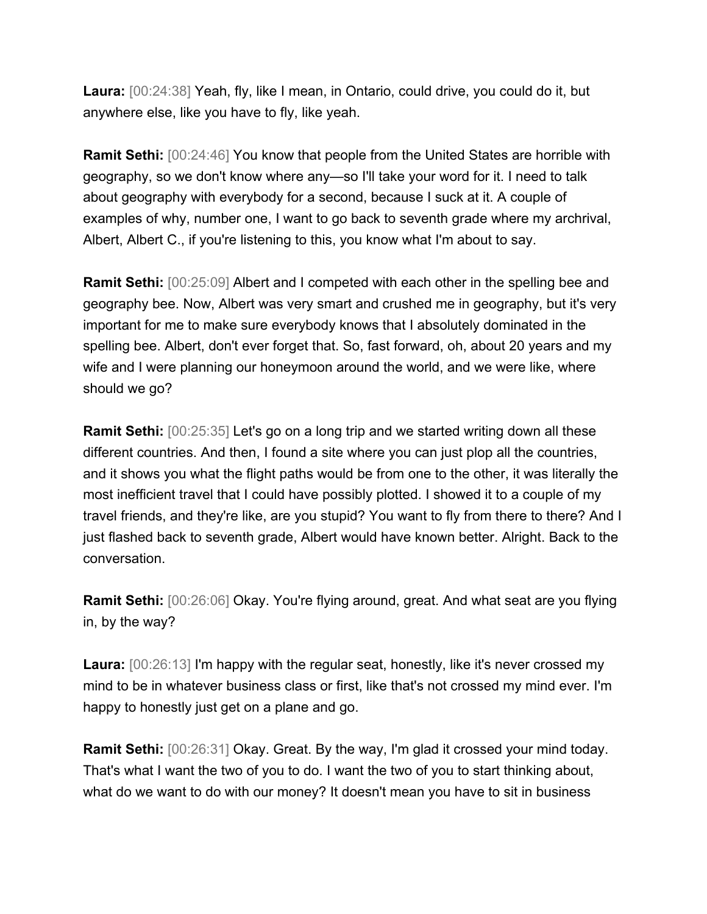**Laura:** [00:24:38] Yeah, fly, like I mean, in Ontario, could drive, you could do it, but anywhere else, like you have to fly, like yeah.

**Ramit Sethi:** [00:24:46] You know that people from the United States are horrible with geography, so we don't know where any—so I'll take your word for it. I need to talk about geography with everybody for a second, because I suck at it. A couple of examples of why, number one, I want to go back to seventh grade where my archrival, Albert, Albert C., if you're listening to this, you know what I'm about to say.

**Ramit Sethi:** [00:25:09] Albert and I competed with each other in the spelling bee and geography bee. Now, Albert was very smart and crushed me in geography, but it's very important for me to make sure everybody knows that I absolutely dominated in the spelling bee. Albert, don't ever forget that. So, fast forward, oh, about 20 years and my wife and I were planning our honeymoon around the world, and we were like, where should we go?

**Ramit Sethi:** [00:25:35] Let's go on a long trip and we started writing down all these different countries. And then, I found a site where you can just plop all the countries, and it shows you what the flight paths would be from one to the other, it was literally the most inefficient travel that I could have possibly plotted. I showed it to a couple of my travel friends, and they're like, are you stupid? You want to fly from there to there? And I just flashed back to seventh grade, Albert would have known better. Alright. Back to the conversation.

**Ramit Sethi:** [00:26:06] Okay. You're flying around, great. And what seat are you flying in, by the way?

**Laura:** [00:26:13] I'm happy with the regular seat, honestly, like it's never crossed my mind to be in whatever business class or first, like that's not crossed my mind ever. I'm happy to honestly just get on a plane and go.

**Ramit Sethi:** [00:26:31] Okay. Great. By the way, I'm glad it crossed your mind today. That's what I want the two of you to do. I want the two of you to start thinking about, what do we want to do with our money? It doesn't mean you have to sit in business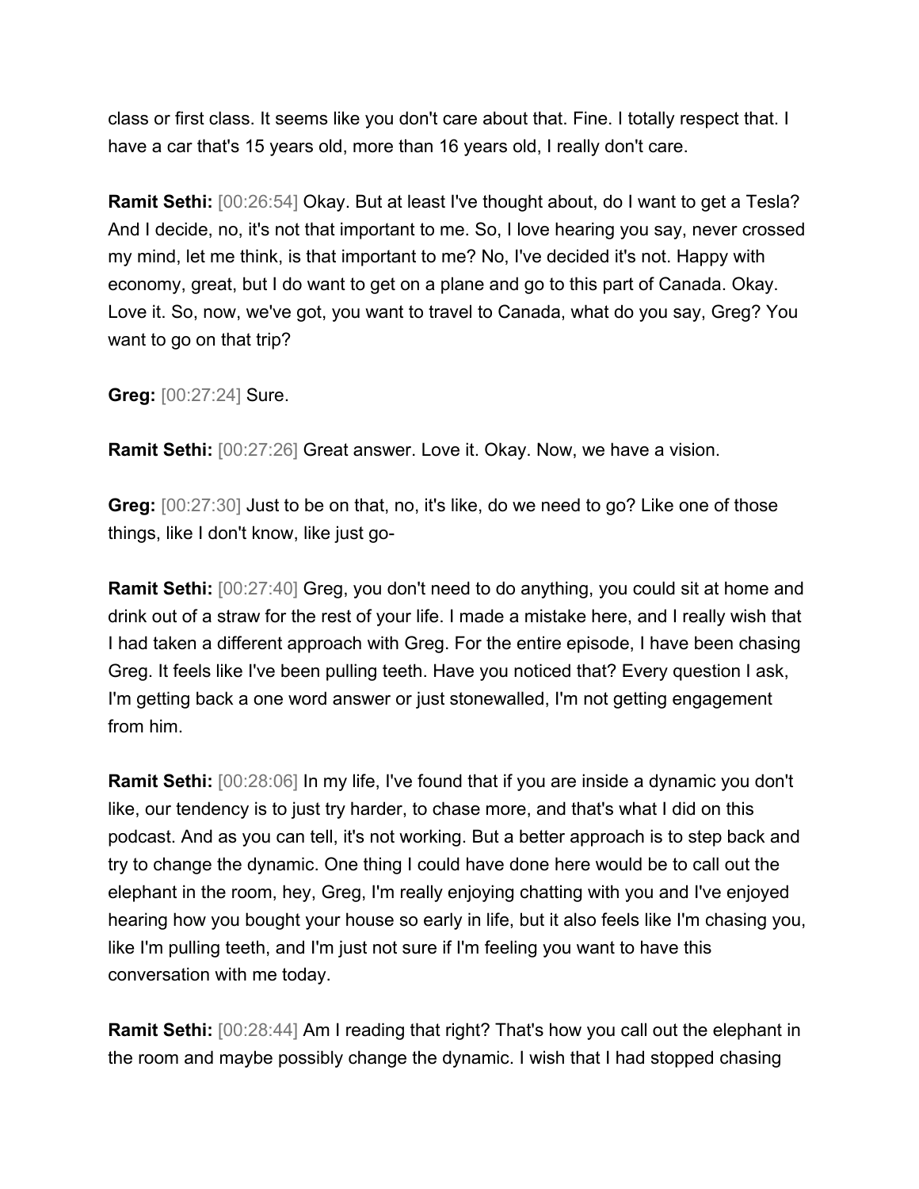class or first class. It seems like you don't care about that. Fine. I totally respect that. I have a car that's 15 years old, more than 16 years old, I really don't care.

**Ramit Sethi:** [00:26:54] Okay. But at least I've thought about, do I want to get a Tesla? And I decide, no, it's not that important to me. So, I love hearing you say, never crossed my mind, let me think, is that important to me? No, I've decided it's not. Happy with economy, great, but I do want to get on a plane and go to this part of Canada. Okay. Love it. So, now, we've got, you want to travel to Canada, what do you say, Greg? You want to go on that trip?

**Greg:** [00:27:24] Sure.

**Ramit Sethi:** [00:27:26] Great answer. Love it. Okay. Now, we have a vision.

**Greg:** [00:27:30] Just to be on that, no, it's like, do we need to go? Like one of those things, like I don't know, like just go-

**Ramit Sethi:** [00:27:40] Greg, you don't need to do anything, you could sit at home and drink out of a straw for the rest of your life. I made a mistake here, and I really wish that I had taken a different approach with Greg. For the entire episode, I have been chasing Greg. It feels like I've been pulling teeth. Have you noticed that? Every question I ask, I'm getting back a one word answer or just stonewalled, I'm not getting engagement from him.

**Ramit Sethi:** [00:28:06] In my life, I've found that if you are inside a dynamic you don't like, our tendency is to just try harder, to chase more, and that's what I did on this podcast. And as you can tell, it's not working. But a better approach is to step back and try to change the dynamic. One thing I could have done here would be to call out the elephant in the room, hey, Greg, I'm really enjoying chatting with you and I've enjoyed hearing how you bought your house so early in life, but it also feels like I'm chasing you, like I'm pulling teeth, and I'm just not sure if I'm feeling you want to have this conversation with me today.

**Ramit Sethi:** [00:28:44] Am I reading that right? That's how you call out the elephant in the room and maybe possibly change the dynamic. I wish that I had stopped chasing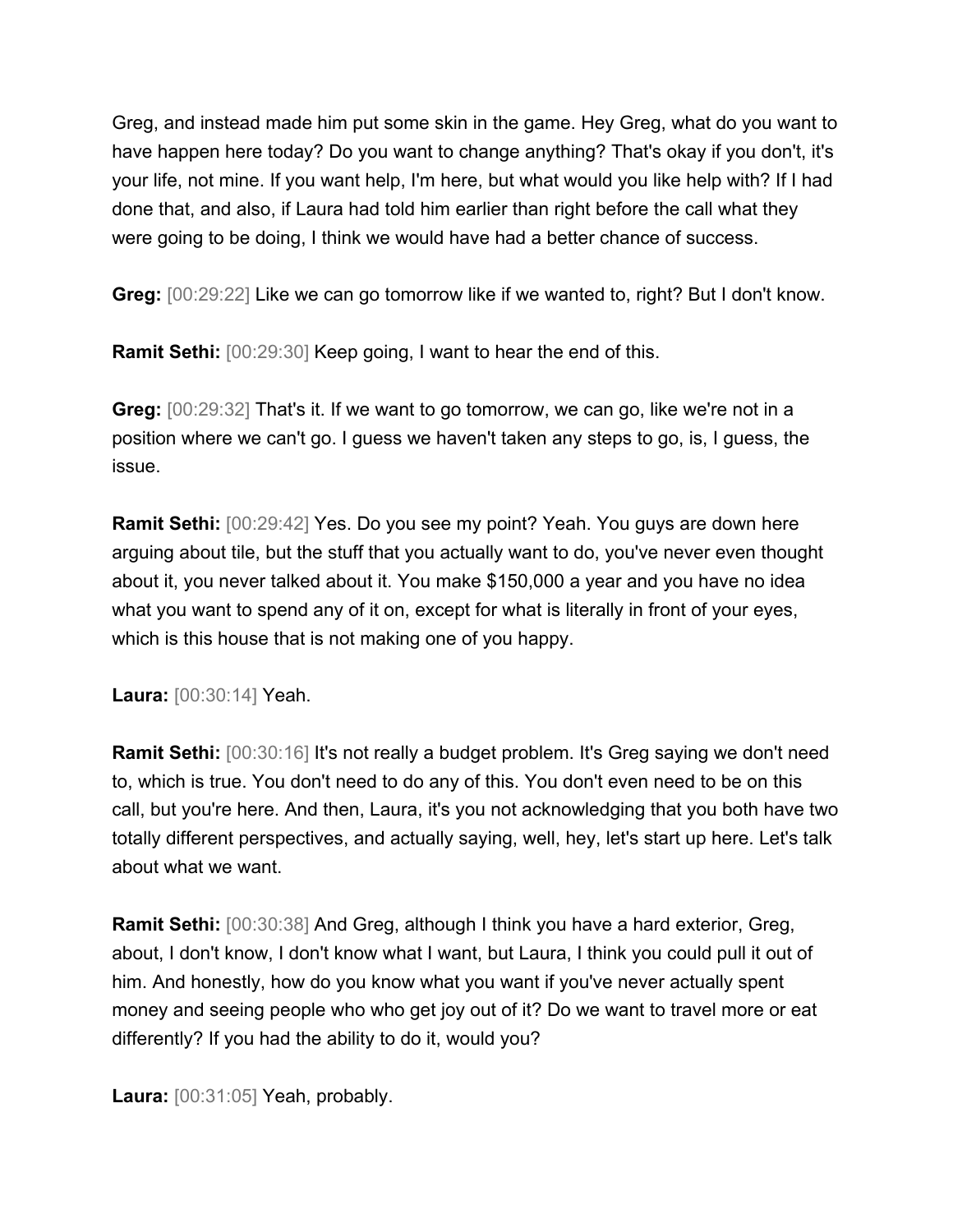Greg, and instead made him put some skin in the game. Hey Greg, what do you want to have happen here today? Do you want to change anything? That's okay if you don't, it's your life, not mine. If you want help, I'm here, but what would you like help with? If I had done that, and also, if Laura had told him earlier than right before the call what they were going to be doing, I think we would have had a better chance of success.

**Greg:** [00:29:22] Like we can go tomorrow like if we wanted to, right? But I don't know.

**Ramit Sethi:** [00:29:30] Keep going, I want to hear the end of this.

**Greg:** [00:29:32] That's it. If we want to go tomorrow, we can go, like we're not in a position where we can't go. I guess we haven't taken any steps to go, is, I guess, the issue.

**Ramit Sethi:** [00:29:42] Yes. Do you see my point? Yeah. You guys are down here arguing about tile, but the stuff that you actually want to do, you've never even thought about it, you never talked about it. You make $150,000 a year and you have no idea what you want to spend any of it on, except for what is literally in front of your eyes, which is this house that is not making one of you happy.

**Laura:** [00:30:14] Yeah.

**Ramit Sethi:** [00:30:16] It's not really a budget problem. It's Greg saying we don't need to, which is true. You don't need to do any of this. You don't even need to be on this call, but you're here. And then, Laura, it's you not acknowledging that you both have two totally different perspectives, and actually saying, well, hey, let's start up here. Let's talk about what we want.

**Ramit Sethi:** [00:30:38] And Greg, although I think you have a hard exterior, Greg, about, I don't know, I don't know what I want, but Laura, I think you could pull it out of him. And honestly, how do you know what you want if you've never actually spent money and seeing people who who get joy out of it? Do we want to travel more or eat differently? If you had the ability to do it, would you?

**Laura:** [00:31:05] Yeah, probably.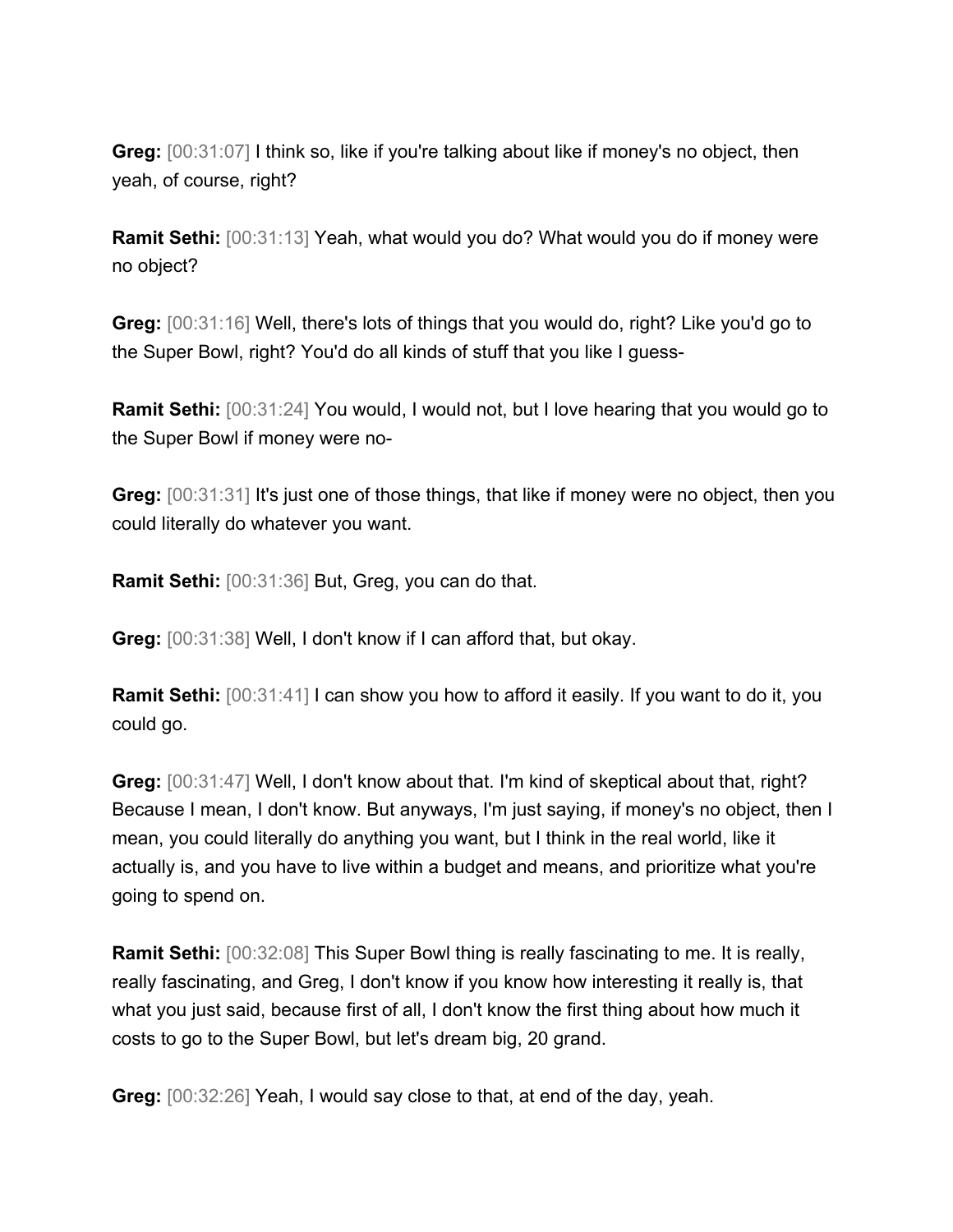**Greg:** [00:31:07] I think so, like if you're talking about like if money's no object, then yeah, of course, right?

**Ramit Sethi:** [00:31:13] Yeah, what would you do? What would you do if money were no object?

**Greg:** [00:31:16] Well, there's lots of things that you would do, right? Like you'd go to the Super Bowl, right? You'd do all kinds of stuff that you like I guess-

**Ramit Sethi:** [00:31:24] You would, I would not, but I love hearing that you would go to the Super Bowl if money were no-

**Greg:** [00:31:31] It's just one of those things, that like if money were no object, then you could literally do whatever you want.

**Ramit Sethi:** [00:31:36] But, Greg, you can do that.

**Greg:** [00:31:38] Well, I don't know if I can afford that, but okay.

**Ramit Sethi:** [00:31:41] I can show you how to afford it easily. If you want to do it, you could go.

**Greg:** [00:31:47] Well, I don't know about that. I'm kind of skeptical about that, right? Because I mean, I don't know. But anyways, I'm just saying, if money's no object, then I mean, you could literally do anything you want, but I think in the real world, like it actually is, and you have to live within a budget and means, and prioritize what you're going to spend on.

**Ramit Sethi:** [00:32:08] This Super Bowl thing is really fascinating to me. It is really, really fascinating, and Greg, I don't know if you know how interesting it really is, that what you just said, because first of all, I don't know the first thing about how much it costs to go to the Super Bowl, but let's dream big, 20 grand.

**Greg:** [00:32:26] Yeah, I would say close to that, at end of the day, yeah.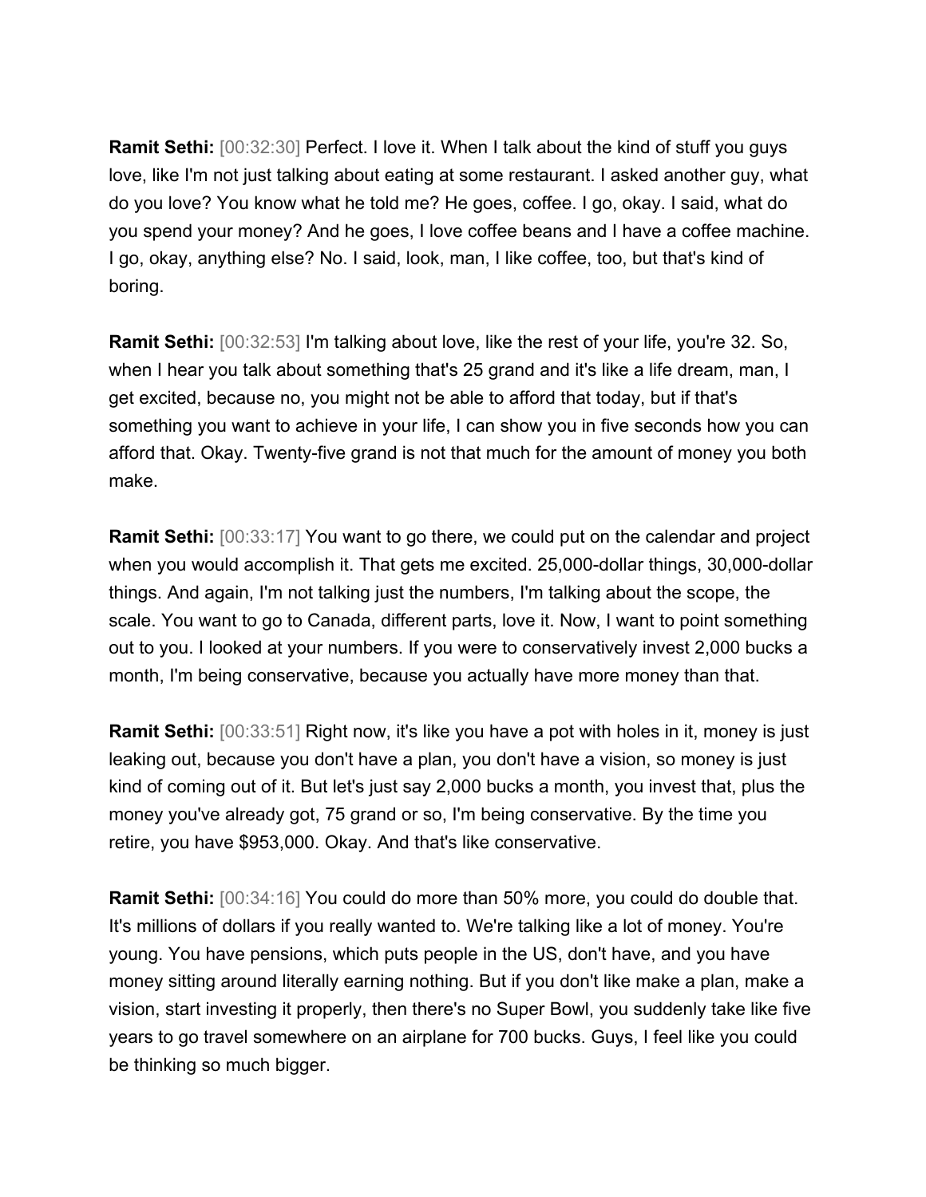**Ramit Sethi:** [00:32:30] Perfect. I love it. When I talk about the kind of stuff you guys love, like I'm not just talking about eating at some restaurant. I asked another guy, what do you love? You know what he told me? He goes, coffee. I go, okay. I said, what do you spend your money? And he goes, I love coffee beans and I have a coffee machine. I go, okay, anything else? No. I said, look, man, I like coffee, too, but that's kind of boring.

**Ramit Sethi:** [00:32:53] I'm talking about love, like the rest of your life, you're 32. So, when I hear you talk about something that's 25 grand and it's like a life dream, man, I get excited, because no, you might not be able to afford that today, but if that's something you want to achieve in your life, I can show you in five seconds how you can afford that. Okay. Twenty-five grand is not that much for the amount of money you both make.

**Ramit Sethi:** [00:33:17] You want to go there, we could put on the calendar and project when you would accomplish it. That gets me excited. 25,000-dollar things, 30,000-dollar things. And again, I'm not talking just the numbers, I'm talking about the scope, the scale. You want to go to Canada, different parts, love it. Now, I want to point something out to you. I looked at your numbers. If you were to conservatively invest 2,000 bucks a month, I'm being conservative, because you actually have more money than that.

**Ramit Sethi:** [00:33:51] Right now, it's like you have a pot with holes in it, money is just leaking out, because you don't have a plan, you don't have a vision, so money is just kind of coming out of it. But let's just say 2,000 bucks a month, you invest that, plus the money you've already got, 75 grand or so, I'm being conservative. By the time you retire, you have $953,000. Okay. And that's like conservative.

**Ramit Sethi:** [00:34:16] You could do more than 50% more, you could do double that. It's millions of dollars if you really wanted to. We're talking like a lot of money. You're young. You have pensions, which puts people in the US, don't have, and you have money sitting around literally earning nothing. But if you don't like make a plan, make a vision, start investing it properly, then there's no Super Bowl, you suddenly take like five years to go travel somewhere on an airplane for 700 bucks. Guys, I feel like you could be thinking so much bigger.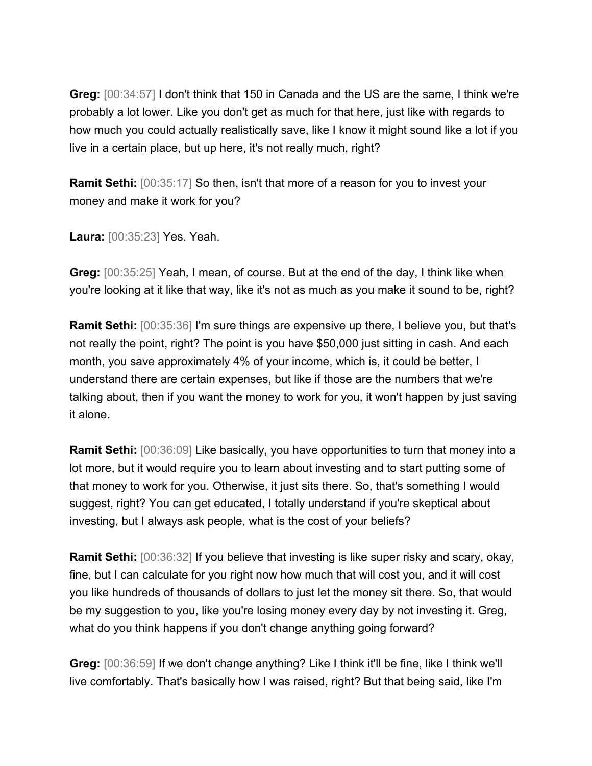**Greg:** [00:34:57] I don't think that 150 in Canada and the US are the same, I think we're probably a lot lower. Like you don't get as much for that here, just like with regards to how much you could actually realistically save, like I know it might sound like a lot if you live in a certain place, but up here, it's not really much, right?

**Ramit Sethi:** [00:35:17] So then, isn't that more of a reason for you to invest your money and make it work for you?

**Laura:** [00:35:23] Yes. Yeah.

**Greg:** [00:35:25] Yeah, I mean, of course. But at the end of the day, I think like when you're looking at it like that way, like it's not as much as you make it sound to be, right?

**Ramit Sethi:** [00:35:36] I'm sure things are expensive up there, I believe you, but that's not really the point, right? The point is you have $50,000 just sitting in cash. And each month, you save approximately 4% of your income, which is, it could be better, I understand there are certain expenses, but like if those are the numbers that we're talking about, then if you want the money to work for you, it won't happen by just saving it alone.

**Ramit Sethi:** [00:36:09] Like basically, you have opportunities to turn that money into a lot more, but it would require you to learn about investing and to start putting some of that money to work for you. Otherwise, it just sits there. So, that's something I would suggest, right? You can get educated, I totally understand if you're skeptical about investing, but I always ask people, what is the cost of your beliefs?

**Ramit Sethi:** [00:36:32] If you believe that investing is like super risky and scary, okay, fine, but I can calculate for you right now how much that will cost you, and it will cost you like hundreds of thousands of dollars to just let the money sit there. So, that would be my suggestion to you, like you're losing money every day by not investing it. Greg, what do you think happens if you don't change anything going forward?

**Greg:** [00:36:59] If we don't change anything? Like I think it'll be fine, like I think we'll live comfortably. That's basically how I was raised, right? But that being said, like I'm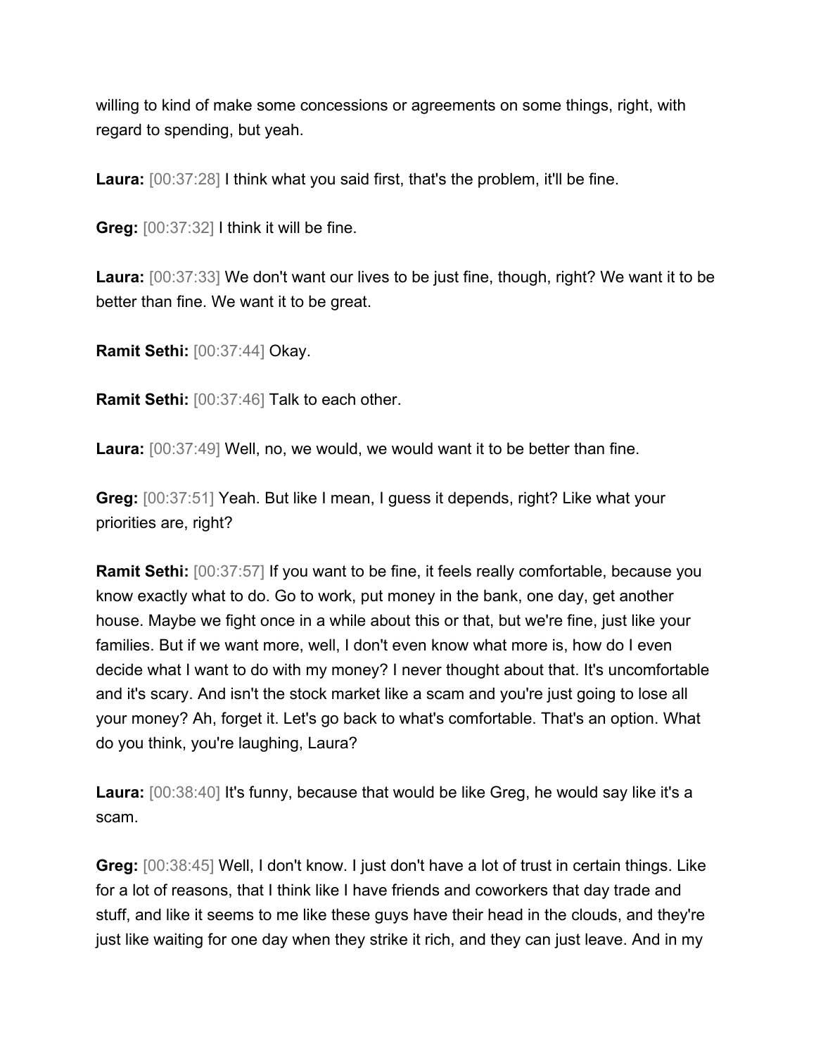willing to kind of make some concessions or agreements on some things, right, with regard to spending, but yeah.

**Laura:** [00:37:28] I think what you said first, that's the problem, it'll be fine.

**Greg:** [00:37:32] I think it will be fine.

**Laura:** [00:37:33] We don't want our lives to be just fine, though, right? We want it to be better than fine. We want it to be great.

**Ramit Sethi:** [00:37:44] Okay.

**Ramit Sethi:** [00:37:46] Talk to each other.

**Laura:** [00:37:49] Well, no, we would, we would want it to be better than fine.

**Greg:** [00:37:51] Yeah. But like I mean, I guess it depends, right? Like what your priorities are, right?

**Ramit Sethi:** [00:37:57] If you want to be fine, it feels really comfortable, because you know exactly what to do. Go to work, put money in the bank, one day, get another house. Maybe we fight once in a while about this or that, but we're fine, just like your families. But if we want more, well, I don't even know what more is, how do I even decide what I want to do with my money? I never thought about that. It's uncomfortable and it's scary. And isn't the stock market like a scam and you're just going to lose all your money? Ah, forget it. Let's go back to what's comfortable. That's an option. What do you think, you're laughing, Laura?

**Laura:** [00:38:40] It's funny, because that would be like Greg, he would say like it's a scam.

**Greg:** [00:38:45] Well, I don't know. I just don't have a lot of trust in certain things. Like for a lot of reasons, that I think like I have friends and coworkers that day trade and stuff, and like it seems to me like these guys have their head in the clouds, and they're just like waiting for one day when they strike it rich, and they can just leave. And in my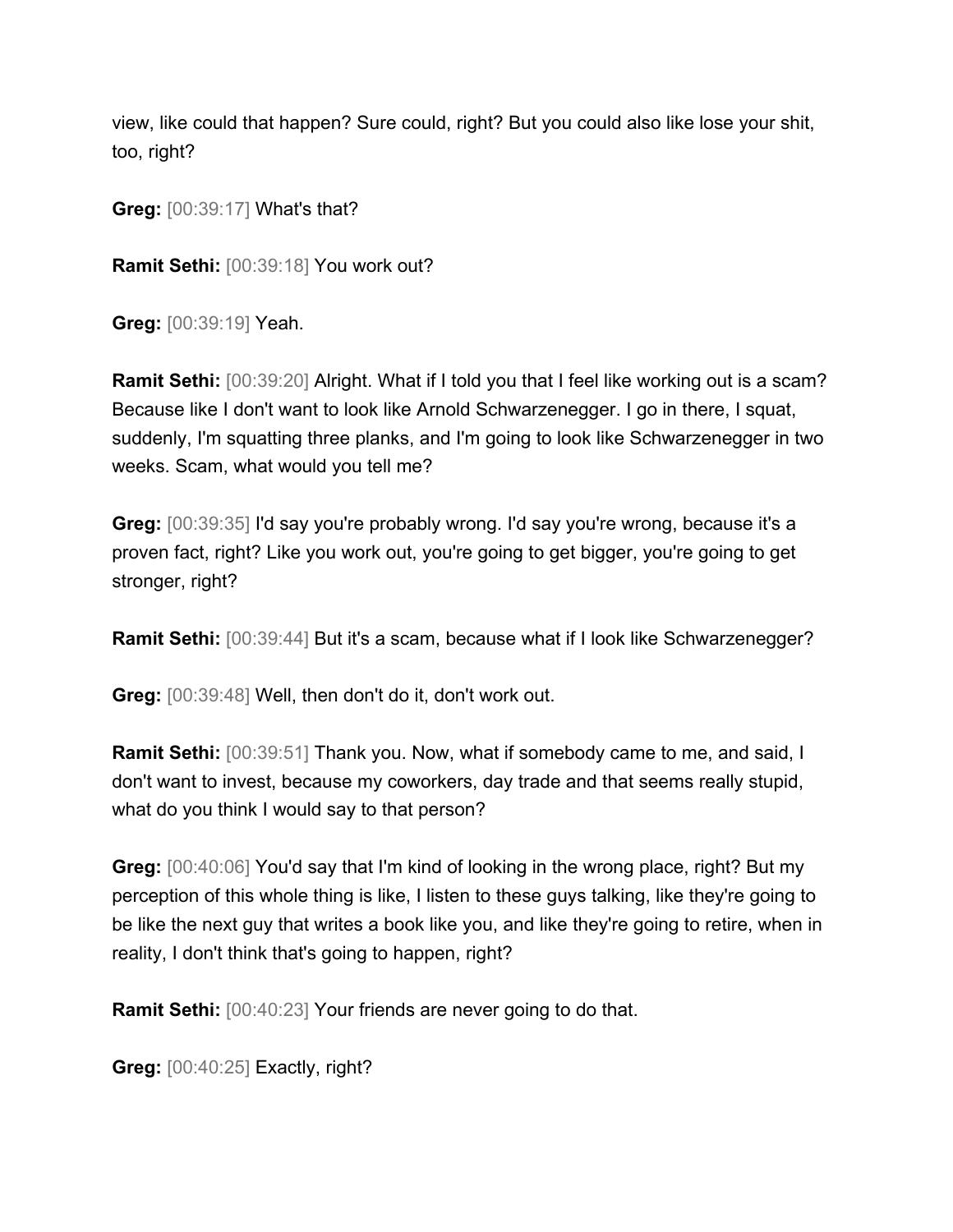view, like could that happen? Sure could, right? But you could also like lose your shit, too, right?

**Greg:** [00:39:17] What's that?

**Ramit Sethi:** [00:39:18] You work out?

**Greg:** [00:39:19] Yeah.

**Ramit Sethi:** [00:39:20] Alright. What if I told you that I feel like working out is a scam? Because like I don't want to look like Arnold Schwarzenegger. I go in there, I squat, suddenly, I'm squatting three planks, and I'm going to look like Schwarzenegger in two weeks. Scam, what would you tell me?

**Greg:** [00:39:35] I'd say you're probably wrong. I'd say you're wrong, because it's a proven fact, right? Like you work out, you're going to get bigger, you're going to get stronger, right?

**Ramit Sethi:** [00:39:44] But it's a scam, because what if I look like Schwarzenegger?

**Greg:** [00:39:48] Well, then don't do it, don't work out.

**Ramit Sethi:** [00:39:51] Thank you. Now, what if somebody came to me, and said, I don't want to invest, because my coworkers, day trade and that seems really stupid, what do you think I would say to that person?

**Greg:** [00:40:06] You'd say that I'm kind of looking in the wrong place, right? But my perception of this whole thing is like, I listen to these guys talking, like they're going to be like the next guy that writes a book like you, and like they're going to retire, when in reality, I don't think that's going to happen, right?

**Ramit Sethi:** [00:40:23] Your friends are never going to do that.

**Greg:** [00:40:25] Exactly, right?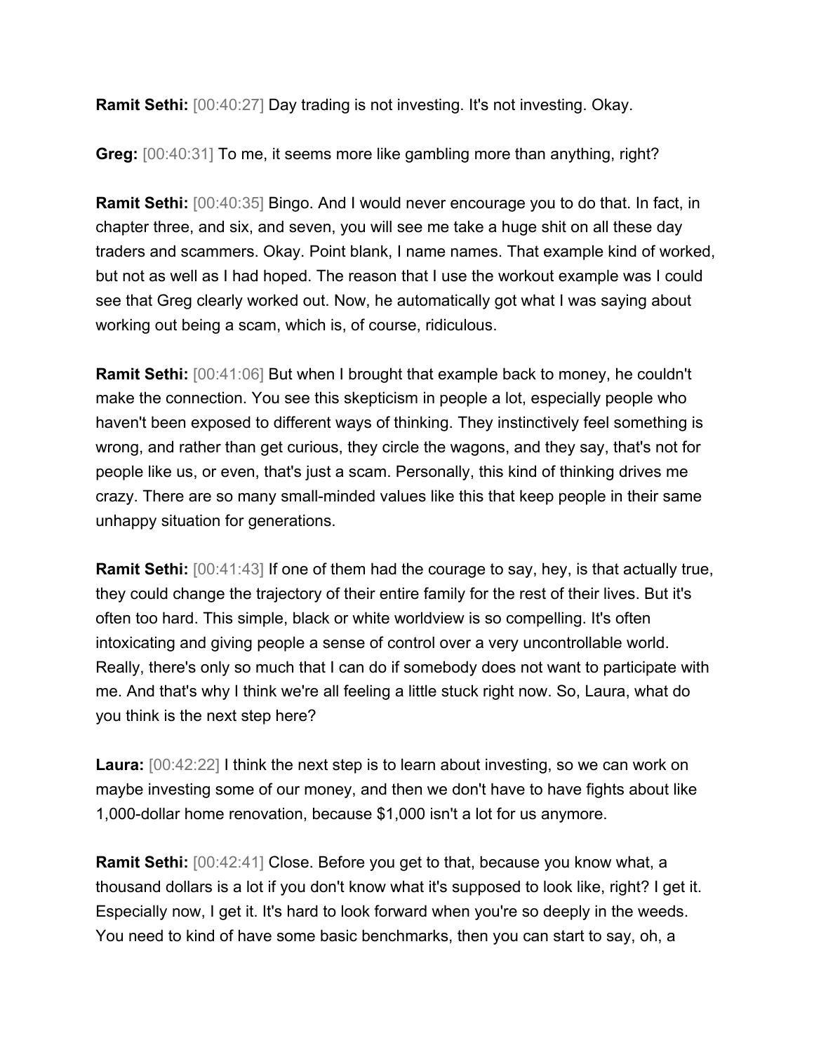**Ramit Sethi:** [00:40:27] Day trading is not investing. It's not investing. Okay.

**Greg:** [00:40:31] To me, it seems more like gambling more than anything, right?

**Ramit Sethi:** [00:40:35] Bingo. And I would never encourage you to do that. In fact, in chapter three, and six, and seven, you will see me take a huge shit on all these day traders and scammers. Okay. Point blank, I name names. That example kind of worked, but not as well as I had hoped. The reason that I use the workout example was I could see that Greg clearly worked out. Now, he automatically got what I was saying about working out being a scam, which is, of course, ridiculous.

**Ramit Sethi:** [00:41:06] But when I brought that example back to money, he couldn't make the connection. You see this skepticism in people a lot, especially people who haven't been exposed to different ways of thinking. They instinctively feel something is wrong, and rather than get curious, they circle the wagons, and they say, that's not for people like us, or even, that's just a scam. Personally, this kind of thinking drives me crazy. There are so many small-minded values like this that keep people in their same unhappy situation for generations.

**Ramit Sethi:** [00:41:43] If one of them had the courage to say, hey, is that actually true, they could change the trajectory of their entire family for the rest of their lives. But it's often too hard. This simple, black or white worldview is so compelling. It's often intoxicating and giving people a sense of control over a very uncontrollable world. Really, there's only so much that I can do if somebody does not want to participate with me. And that's why I think we're all feeling a little stuck right now. So, Laura, what do you think is the next step here?

**Laura:** [00:42:22] I think the next step is to learn about investing, so we can work on maybe investing some of our money, and then we don't have to have fights about like 1,000-dollar home renovation, because $1,000 isn't a lot for us anymore.

**Ramit Sethi:** [00:42:41] Close. Before you get to that, because you know what, a thousand dollars is a lot if you don't know what it's supposed to look like, right? I get it. Especially now, I get it. It's hard to look forward when you're so deeply in the weeds. You need to kind of have some basic benchmarks, then you can start to say, oh, a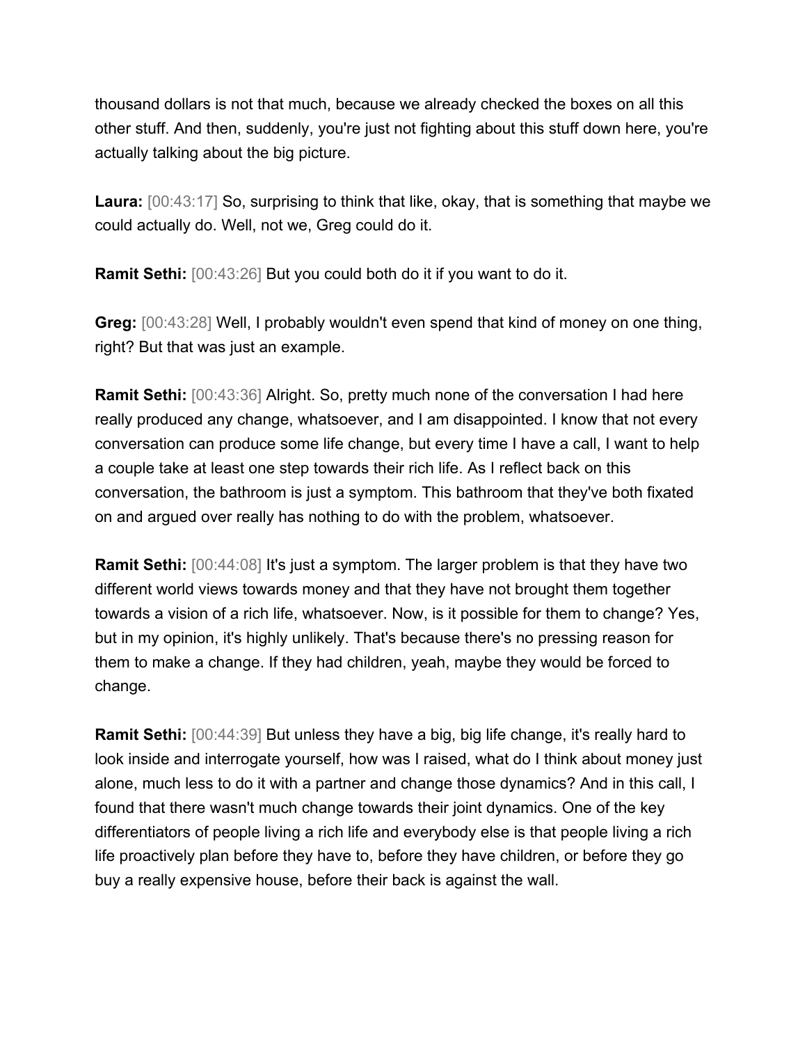thousand dollars is not that much, because we already checked the boxes on all this other stuff. And then, suddenly, you're just not fighting about this stuff down here, you're actually talking about the big picture.

**Laura:** [00:43:17] So, surprising to think that like, okay, that is something that maybe we could actually do. Well, not we, Greg could do it.

**Ramit Sethi:** [00:43:26] But you could both do it if you want to do it.

**Greg:** [00:43:28] Well, I probably wouldn't even spend that kind of money on one thing, right? But that was just an example.

**Ramit Sethi:** [00:43:36] Alright. So, pretty much none of the conversation I had here really produced any change, whatsoever, and I am disappointed. I know that not every conversation can produce some life change, but every time I have a call, I want to help a couple take at least one step towards their rich life. As I reflect back on this conversation, the bathroom is just a symptom. This bathroom that they've both fixated on and argued over really has nothing to do with the problem, whatsoever.

**Ramit Sethi:** [00:44:08] It's just a symptom. The larger problem is that they have two different world views towards money and that they have not brought them together towards a vision of a rich life, whatsoever. Now, is it possible for them to change? Yes, but in my opinion, it's highly unlikely. That's because there's no pressing reason for them to make a change. If they had children, yeah, maybe they would be forced to change.

**Ramit Sethi:** [00:44:39] But unless they have a big, big life change, it's really hard to look inside and interrogate yourself, how was I raised, what do I think about money just alone, much less to do it with a partner and change those dynamics? And in this call, I found that there wasn't much change towards their joint dynamics. One of the key differentiators of people living a rich life and everybody else is that people living a rich life proactively plan before they have to, before they have children, or before they go buy a really expensive house, before their back is against the wall.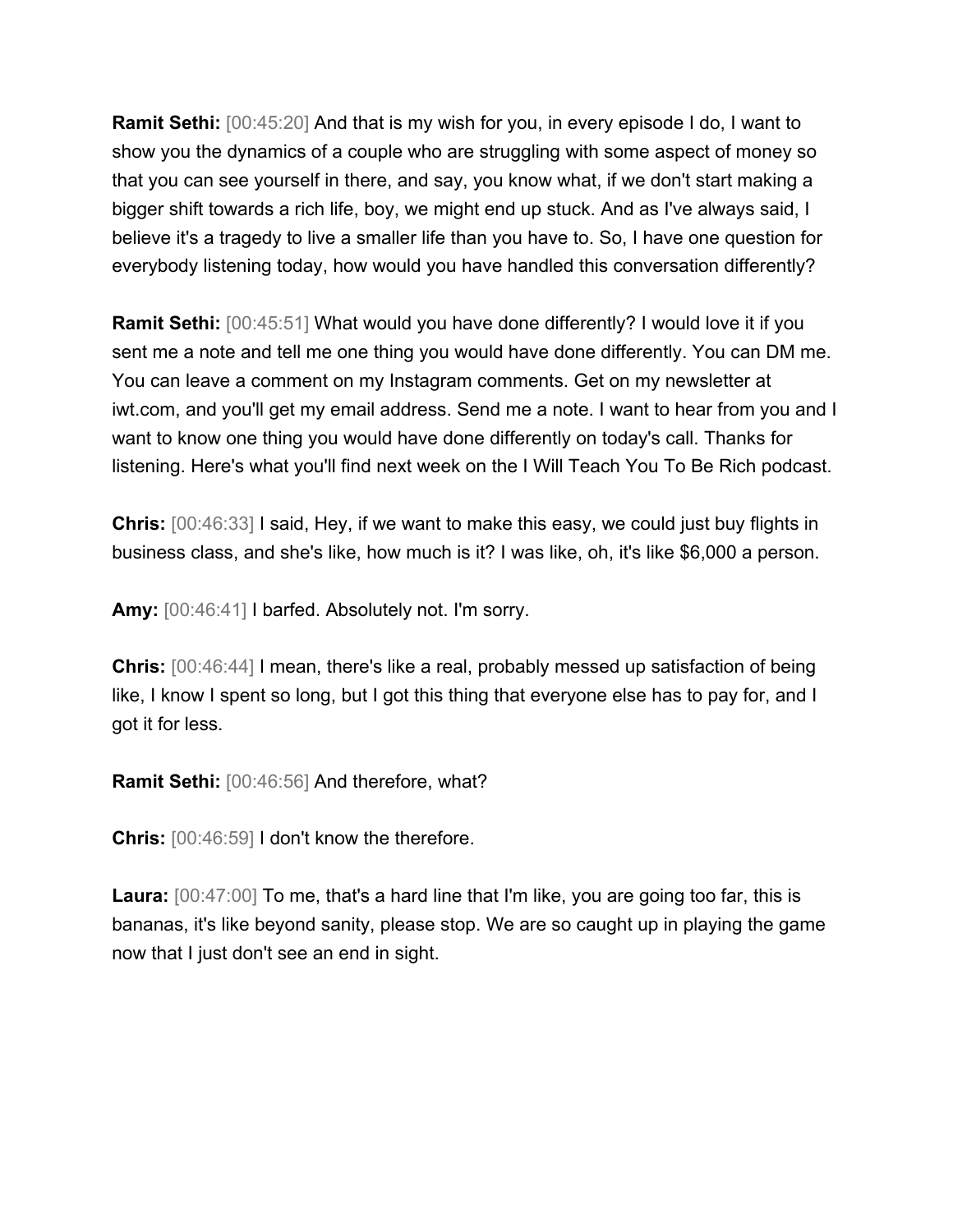**Ramit Sethi:** [00:45:20] And that is my wish for you, in every episode I do, I want to show you the dynamics of a couple who are struggling with some aspect of money so that you can see yourself in there, and say, you know what, if we don't start making a bigger shift towards a rich life, boy, we might end up stuck. And as I've always said, I believe it's a tragedy to live a smaller life than you have to. So, I have one question for everybody listening today, how would you have handled this conversation differently?

**Ramit Sethi:** [00:45:51] What would you have done differently? I would love it if you sent me a note and tell me one thing you would have done differently. You can DM me. You can leave a comment on my Instagram comments. Get on my newsletter at iwt.com, and you'll get my email address. Send me a note. I want to hear from you and I want to know one thing you would have done differently on today's call. Thanks for listening. Here's what you'll find next week on the I Will Teach You To Be Rich podcast.

**Chris:** [00:46:33] I said, Hey, if we want to make this easy, we could just buy flights in business class, and she's like, how much is it? I was like, oh, it's like $6,000 a person.

**Amy:** [00:46:41] I barfed. Absolutely not. I'm sorry.

**Chris:** [00:46:44] I mean, there's like a real, probably messed up satisfaction of being like, I know I spent so long, but I got this thing that everyone else has to pay for, and I got it for less.

**Ramit Sethi:** [00:46:56] And therefore, what?

**Chris:** [00:46:59] I don't know the therefore.

**Laura:** [00:47:00] To me, that's a hard line that I'm like, you are going too far, this is bananas, it's like beyond sanity, please stop. We are so caught up in playing the game now that I just don't see an end in sight.